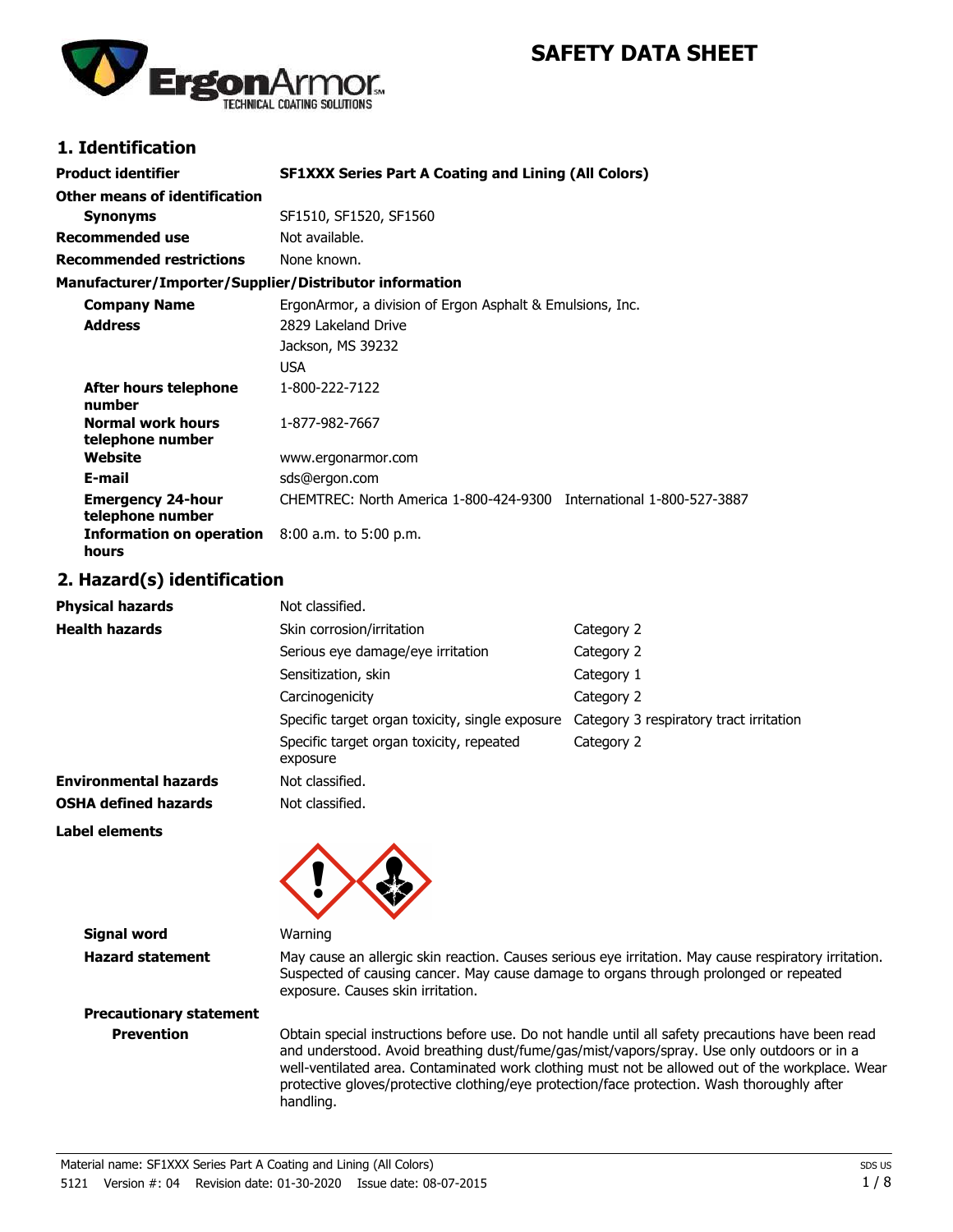# SAFETY DATA SHEET

## 1. Identification

| | |
|---|---|
| **Product identifier** | **SF1XXX Series Part A Coating and Lining (All Colors)** |
| **Other means of identification** | |
| **Synonyms** | SF1510, SF1520, SF1560 |
| **Recommended use** | Not available. |
| **Recommended restrictions** | None known. |

**Manufacturer/Importer/Supplier/Distributor information**

| | |
|---|---|
| **Company Name** | ErgonArmor, a division of Ergon Asphalt & Emulsions, Inc. |
| **Address** | 2829 Lakeland Drive<br>Jackson, MS 39232<br>USA |
| **After hours telephone number** | 1-800-222-7122 |
| **Normal work hours telephone number** | 1-877-982-7667 |
| **Website** | www.ergonarmor.com |
| **E-mail** | sds@ergon.com |
| **Emergency 24-hour telephone number** | CHEMTREC: North America 1-800-424-9300 International 1-800-527-3887 |
| **Information on operation hours** | 8:00 a.m. to 5:00 p.m. |

## 2. Hazard(s) identification

| | | |
|---|---|---|
| **Physical hazards** | Not classified. | |
| **Health hazards** | Skin corrosion/irritation | Category 2 |
| | Serious eye damage/eye irritation | Category 2 |
| | Sensitization, skin | Category 1 |
| | Carcinogenicity | Category 2 |
| | Specific target organ toxicity, single exposure | Category 3 respiratory tract irritation |
| | Specific target organ toxicity, repeated exposure | Category 2 |
| **Environmental hazards** | Not classified. | |
| **OSHA defined hazards** | Not classified. | |

**Label elements**

**Signal word** Warning

**Hazard statement** May cause an allergic skin reaction. Causes serious eye irritation. May cause respiratory irritation. Suspected of causing cancer. May cause damage to organs through prolonged or repeated exposure. Causes skin irritation.

**Precautionary statement**

**Prevention** Obtain special instructions before use. Do not handle until all safety precautions have been read and understood. Avoid breathing dust/fume/gas/mist/vapors/spray. Use only outdoors or in a well-ventilated area. Contaminated work clothing must not be allowed out of the workplace. Wear protective gloves/protective clothing/eye protection/face protection. Wash thoroughly after handling.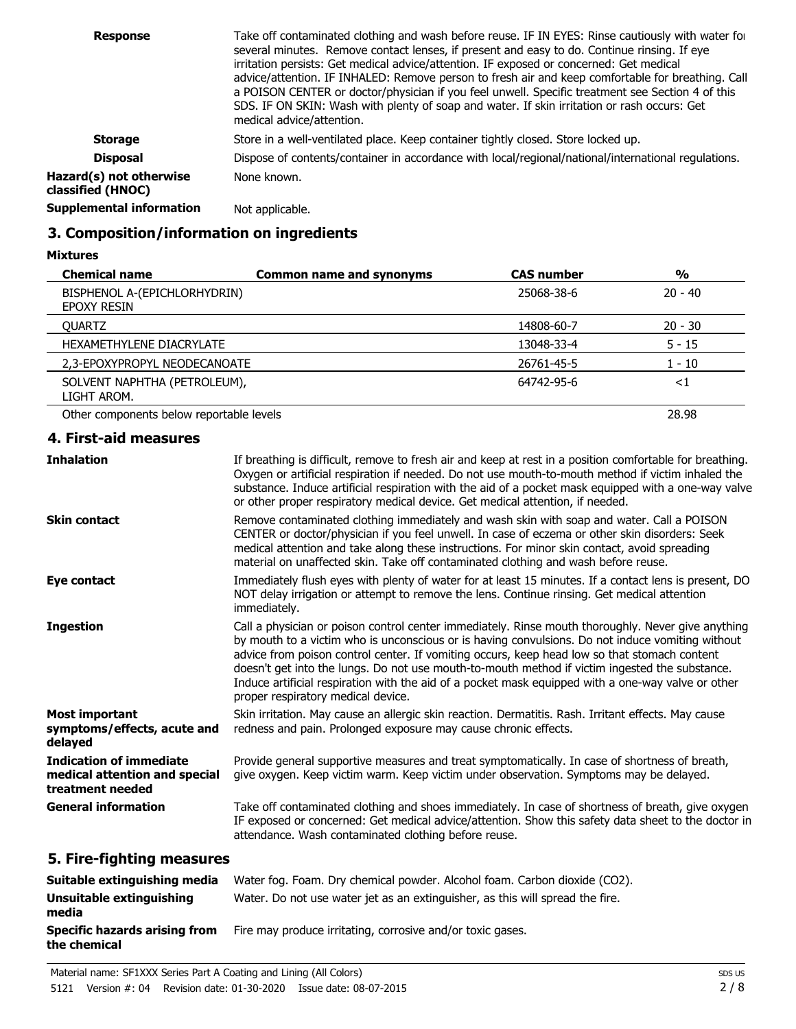| | |
|---|---|
| **Response** | Take off contaminated clothing and wash before reuse. IF IN EYES: Rinse cautiously with water for several minutes. Remove contact lenses, if present and easy to do. Continue rinsing. If eye irritation persists: Get medical advice/attention. IF exposed or concerned: Get medical advice/attention. IF INHALED: Remove person to fresh air and keep comfortable for breathing. Call a POISON CENTER or doctor/physician if you feel unwell. Specific treatment see Section 4 of this SDS. IF ON SKIN: Wash with plenty of soap and water. If skin irritation or rash occurs: Get medical advice/attention. |
| **Storage** | Store in a well-ventilated place. Keep container tightly closed. Store locked up. |
| **Disposal** | Dispose of contents/container in accordance with local/regional/national/international regulations. |
| **Hazard(s) not otherwise classified (HNOC)** | None known. |
| **Supplemental information** | Not applicable. |

## 3. Composition/information on ingredients

**Mixtures**

| Chemical name | Common name and synonyms | CAS number | % |
|---|---|---|---|
| BISPHENOL A-(EPICHLORHYDRIN) EPOXY RESIN | | 25068-38-6 | 20 - 40 |
| QUARTZ | | 14808-60-7 | 20 - 30 |
| HEXAMETHYLENE DIACRYLATE | | 13048-33-4 | 5 - 15 |
| 2,3-EPOXYPROPYL NEODECANOATE | | 26761-45-5 | 1 - 10 |
| SOLVENT NAPHTHA (PETROLEUM), LIGHT AROM. | | 64742-95-6 | <1 |
| Other components below reportable levels | | | 28.98 |

## 4. First-aid measures

| | |
|---|---|
| **Inhalation** | If breathing is difficult, remove to fresh air and keep at rest in a position comfortable for breathing. Oxygen or artificial respiration if needed. Do not use mouth-to-mouth method if victim inhaled the substance. Induce artificial respiration with the aid of a pocket mask equipped with a one-way valve or other proper respiratory medical device. Get medical attention, if needed. |
| **Skin contact** | Remove contaminated clothing immediately and wash skin with soap and water. Call a POISON CENTER or doctor/physician if you feel unwell. In case of eczema or other skin disorders: Seek medical attention and take along these instructions. For minor skin contact, avoid spreading material on unaffected skin. Take off contaminated clothing and wash before reuse. |
| **Eye contact** | Immediately flush eyes with plenty of water for at least 15 minutes. If a contact lens is present, DO NOT delay irrigation or attempt to remove the lens. Continue rinsing. Get medical attention immediately. |
| **Ingestion** | Call a physician or poison control center immediately. Rinse mouth thoroughly. Never give anything by mouth to a victim who is unconscious or is having convulsions. Do not induce vomiting without advice from poison control center. If vomiting occurs, keep head low so that stomach content doesn't get into the lungs. Do not use mouth-to-mouth method if victim ingested the substance. Induce artificial respiration with the aid of a pocket mask equipped with a one-way valve or other proper respiratory medical device. |
| **Most important symptoms/effects, acute and delayed** | Skin irritation. May cause an allergic skin reaction. Dermatitis. Rash. Irritant effects. May cause redness and pain. Prolonged exposure may cause chronic effects. |
| **Indication of immediate medical attention and special treatment needed** | Provide general supportive measures and treat symptomatically. In case of shortness of breath, give oxygen. Keep victim warm. Keep victim under observation. Symptoms may be delayed. |
| **General information** | Take off contaminated clothing and shoes immediately. In case of shortness of breath, give oxygen. IF exposed or concerned: Get medical advice/attention. Show this safety data sheet to the doctor in attendance. Wash contaminated clothing before reuse. |

## 5. Fire-fighting measures

| | |
|---|---|
| **Suitable extinguishing media** | Water fog. Foam. Dry chemical powder. Alcohol foam. Carbon dioxide ($CO_2$). |
| **Unsuitable extinguishing media** | Water. Do not use water jet as an extinguisher, as this will spread the fire. |
| **Specific hazards arising from the chemical** | Fire may produce irritating, corrosive and/or toxic gases. |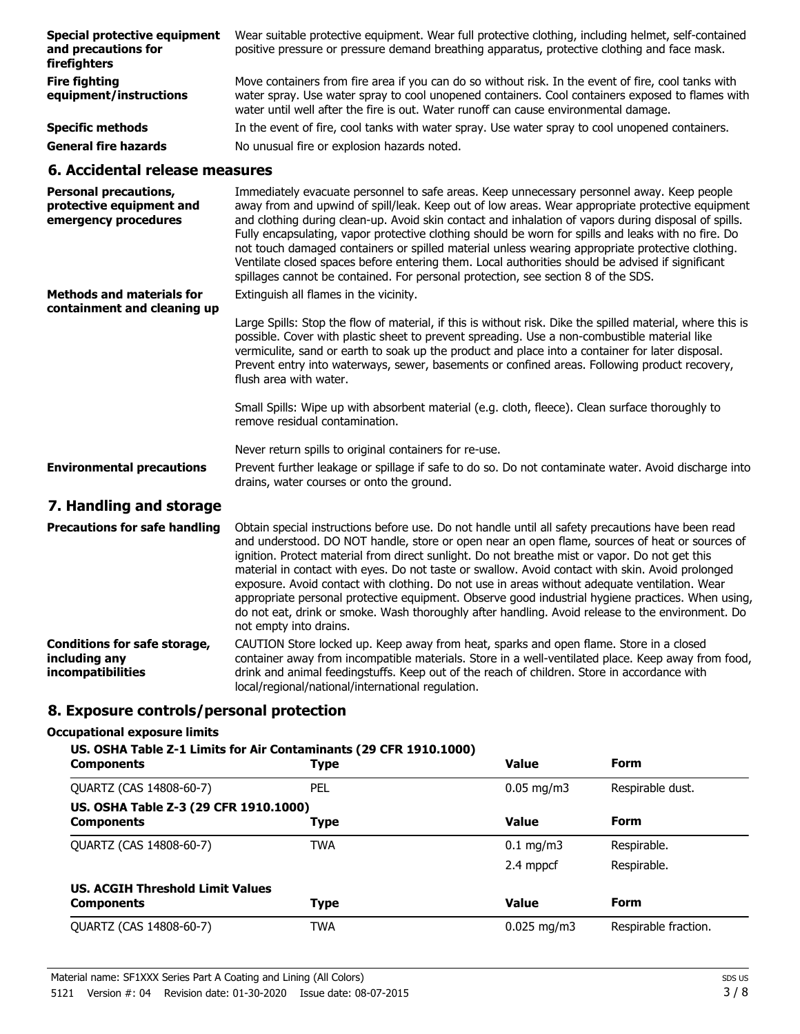**Special protective equipment and precautions for firefighters**

Wear suitable protective equipment. Wear full protective clothing, including helmet, self-contained positive pressure or pressure demand breathing apparatus, protective clothing and face mask.

**Fire fighting equipment/instructions**

Move containers from fire area if you can do so without risk. In the event of fire, cool tanks with water spray. Use water spray to cool unopened containers. Cool containers exposed to flames with water until well after the fire is out. Water runoff can cause environmental damage.

**Specific methods**

In the event of fire, cool tanks with water spray. Use water spray to cool unopened containers.

**General fire hazards**

No unusual fire or explosion hazards noted.

## 6. Accidental release measures

**Personal precautions, protective equipment and emergency procedures**

Immediately evacuate personnel to safe areas. Keep unnecessary personnel away. Keep people away from and upwind of spill/leak. Keep out of low areas. Wear appropriate protective equipment and clothing during clean-up. Avoid skin contact and inhalation of vapors during disposal of spills. Fully encapsulating, vapor protective clothing should be worn for spills and leaks with no fire. Do not touch damaged containers or spilled material unless wearing appropriate protective clothing. Ventilate closed spaces before entering them. Local authorities should be advised if significant spillages cannot be contained. For personal protection, see section 8 of the SDS.

**Methods and materials for containment and cleaning up**

Extinguish all flames in the vicinity.

Large Spills: Stop the flow of material, if this is without risk. Dike the spilled material, where this is possible. Cover with plastic sheet to prevent spreading. Use a non-combustible material like vermiculite, sand or earth to soak up the product and place into a container for later disposal. Prevent entry into waterways, sewer, basements or confined areas. Following product recovery, flush area with water.

Small Spills: Wipe up with absorbent material (e.g. cloth, fleece). Clean surface thoroughly to remove residual contamination.

Never return spills to original containers for re-use.

**Environmental precautions**

Prevent further leakage or spillage if safe to do so. Do not contaminate water. Avoid discharge into drains, water courses or onto the ground.

## 7. Handling and storage

**Precautions for safe handling**

Obtain special instructions before use. Do not handle until all safety precautions have been read and understood. DO NOT handle, store or open near an open flame, sources of heat or sources of ignition. Protect material from direct sunlight. Do not breathe mist or vapor. Do not get this material in contact with eyes. Do not taste or swallow. Avoid contact with skin. Avoid prolonged exposure. Avoid contact with clothing. Do not use in areas without adequate ventilation. Wear appropriate personal protective equipment. Observe good industrial hygiene practices. When using, do not eat, drink or smoke. Wash thoroughly after handling. Avoid release to the environment. Do not empty into drains.

**Conditions for safe storage, including any incompatibilities**

CAUTION Store locked up. Keep away from heat, sparks and open flame. Store in a closed container away from incompatible materials. Store in a well-ventilated place. Keep away from food, drink and animal feedingstuffs. Keep out of the reach of children. Store in accordance with local/regional/national/international regulation.

## 8. Exposure controls/personal protection

**Occupational exposure limits**

**US. OSHA Table Z-1 Limits for Air Contaminants (29 CFR 1910.1000)**

| Components | Type | Value | Form |
|---|---|---|---|
| QUARTZ (CAS 14808-60-7) | PEL | 0.05 mg/m3 | Respirable dust. |

**US. OSHA Table Z-3 (29 CFR 1910.1000)**

| Components | Type | Value | Form |
|---|---|---|---|
| QUARTZ (CAS 14808-60-7) | TWA | 0.1 mg/m3 | Respirable. |
| | | 2.4 mppcf | Respirable. |

**US. ACGIH Threshold Limit Values**

| Components | Type | Value | Form |
|---|---|---|---|
| QUARTZ (CAS 14808-60-7) | TWA | 0.025 mg/m3 | Respirable fraction. |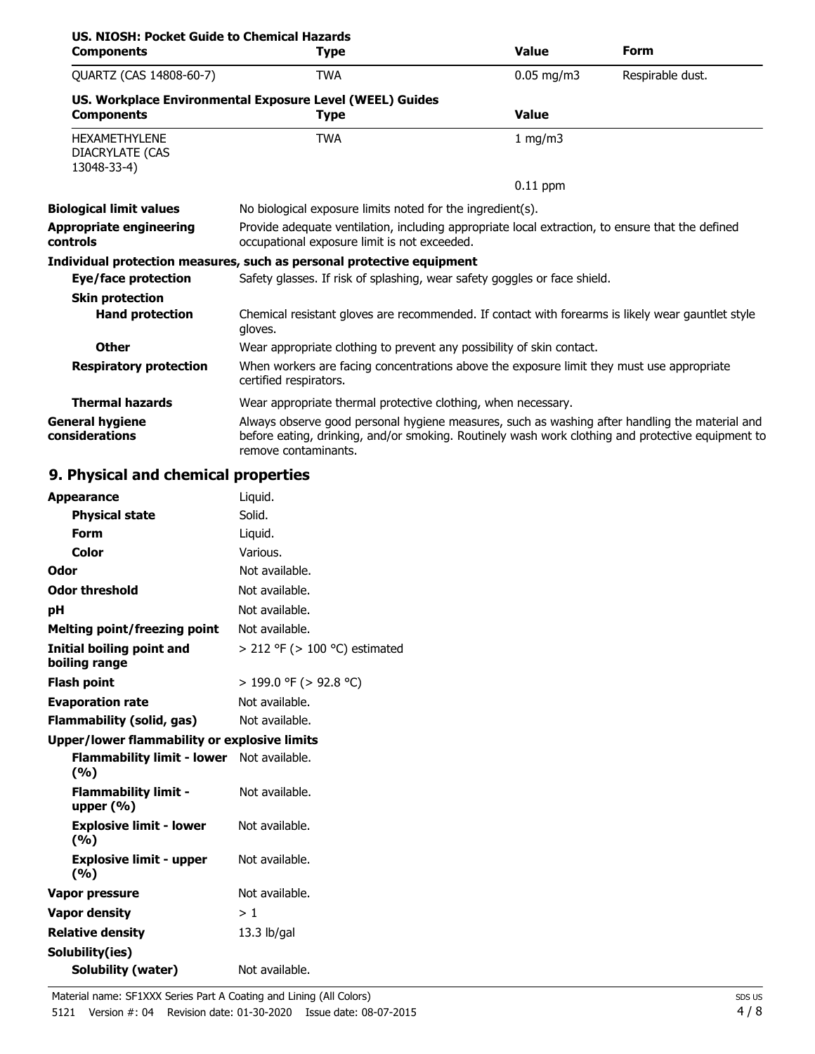**US. NIOSH: Pocket Guide to Chemical Hazards**

| Components | Type | Value | Form |
| --- | --- | --- | --- |
| QUARTZ (CAS 14808-60-7) | TWA | 0.05 mg/m3 | Respirable dust. |

**US. Workplace Environmental Exposure Level (WEEL) Guides**

| Components | Type | Value |
| --- | --- | --- |
| HEXAMETHYLENE DIACRYLATE (CAS 13048-33-4) | TWA | 1 mg/m3 |
| | | 0.11 ppm |

**Biological limit values** No biological exposure limits noted for the ingredient(s).

**Appropriate engineering controls** Provide adequate ventilation, including appropriate local extraction, to ensure that the defined occupational exposure limit is not exceeded.

**Individual protection measures, such as personal protective equipment**

**Eye/face protection** Safety glasses. If risk of splashing, wear safety goggles or face shield.

**Skin protection**

**Hand protection** Chemical resistant gloves are recommended. If contact with forearms is likely wear gauntlet style gloves.

**Other** Wear appropriate clothing to prevent any possibility of skin contact.

**Respiratory protection** When workers are facing concentrations above the exposure limit they must use appropriate certified respirators.

**Thermal hazards** Wear appropriate thermal protective clothing, when necessary.

**General hygiene considerations** Always observe good personal hygiene measures, such as washing after handling the material and before eating, drinking, and/or smoking. Routinely wash work clothing and protective equipment to remove contaminants.

## 9. Physical and chemical properties

| | |
| --- | --- |
| **Appearance** | Liquid. |
| **Physical state** | Solid. |
| **Form** | Liquid. |
| **Color** | Various. |
| **Odor** | Not available. |
| **Odor threshold** | Not available. |
| **pH** | Not available. |
| **Melting point/freezing point** | Not available. |
| **Initial boiling point and boiling range** | > 212 °F (> 100 °C) estimated |
| **Flash point** | > 199.0 °F (> 92.8 °C) |
| **Evaporation rate** | Not available. |
| **Flammability (solid, gas)** | Not available. |
| **Upper/lower flammability or explosive limits** | |
| **Flammability limit - lower (%)** | Not available. |
| **Flammability limit - upper (%)** | Not available. |
| **Explosive limit - lower (%)** | Not available. |
| **Explosive limit - upper (%)** | Not available. |
| **Vapor pressure** | Not available. |
| **Vapor density** | > 1 |
| **Relative density** | 13.3 lb/gal |
| **Solubility(ies)** | |
| **Solubility (water)** | Not available. |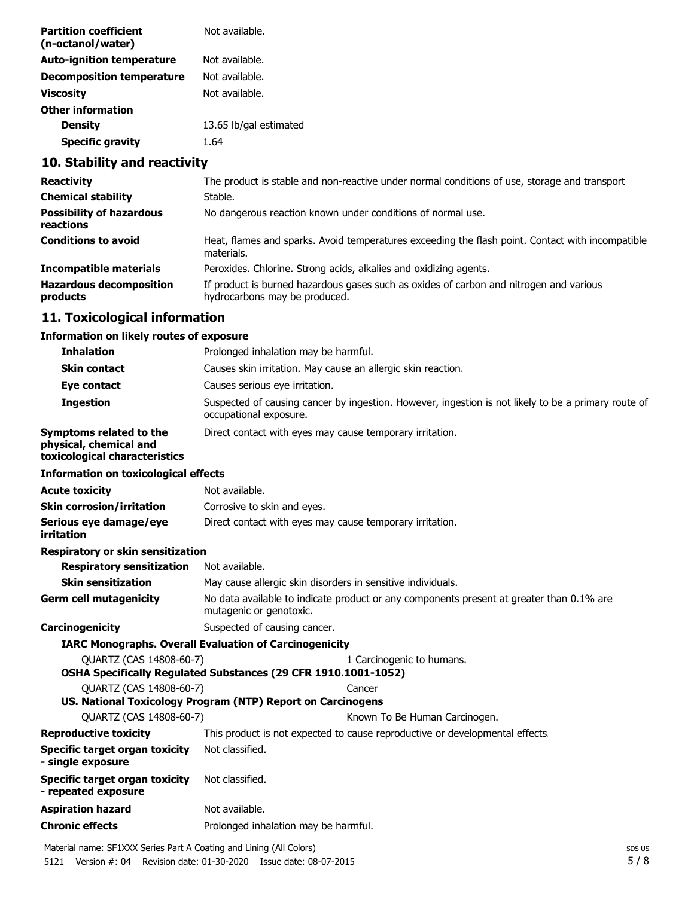| | |
|---|---|
| **Partition coefficient (n-octanol/water)** | Not available. |
| **Auto-ignition temperature** | Not available. |
| **Decomposition temperature** | Not available. |
| **Viscosity** | Not available. |
| **Other information** | |
| **Density** | 13.65 lb/gal estimated |
| **Specific gravity** | 1.64 |

## 10. Stability and reactivity

| | |
|---|---|
| **Reactivity** | The product is stable and non-reactive under normal conditions of use, storage and transport |
| **Chemical stability** | Stable. |
| **Possibility of hazardous reactions** | No dangerous reaction known under conditions of normal use. |
| **Conditions to avoid** | Heat, flames and sparks. Avoid temperatures exceeding the flash point. Contact with incompatible materials. |
| **Incompatible materials** | Peroxides. Chlorine. Strong acids, alkalies and oxidizing agents. |
| **Hazardous decomposition products** | If product is burned hazardous gases such as oxides of carbon and nitrogen and various hydrocarbons may be produced. |

## 11. Toxicological information

**Information on likely routes of exposure**

| | |
|---|---|
| **Inhalation** | Prolonged inhalation may be harmful. |
| **Skin contact** | Causes skin irritation. May cause an allergic skin reaction. |
| **Eye contact** | Causes serious eye irritation. |
| **Ingestion** | Suspected of causing cancer by ingestion. However, ingestion is not likely to be a primary route of occupational exposure. |
| **Symptoms related to the physical, chemical and toxicological characteristics** | Direct contact with eyes may cause temporary irritation. |

**Information on toxicological effects**

| | |
|---|---|
| **Acute toxicity** | Not available. |
| **Skin corrosion/irritation** | Corrosive to skin and eyes. |
| **Serious eye damage/eye irritation** | Direct contact with eyes may cause temporary irritation. |

**Respiratory or skin sensitization**

| | |
|---|---|
| **Respiratory sensitization** | Not available. |
| **Skin sensitization** | May cause allergic skin disorders in sensitive individuals. |
| **Germ cell mutagenicity** | No data available to indicate product or any components present at greater than 0.1% are mutagenic or genotoxic. |
| **Carcinogenicity** | Suspected of causing cancer. |

**IARC Monographs. Overall Evaluation of Carcinogenicity**

| | |
|---|---|
| QUARTZ (CAS 14808-60-7) | 1 Carcinogenic to humans. |

**OSHA Specifically Regulated Substances (29 CFR 1910.1001-1052)**

| | |
|---|---|
| QUARTZ (CAS 14808-60-7) | Cancer |

**US. National Toxicology Program (NTP) Report on Carcinogens**

| | |
|---|---|
| QUARTZ (CAS 14808-60-7) | Known To Be Human Carcinogen. |

| | |
|---|---|
| **Reproductive toxicity** | This product is not expected to cause reproductive or developmental effects. |
| **Specific target organ toxicity - single exposure** | Not classified. |
| **Specific target organ toxicity - repeated exposure** | Not classified. |
| **Aspiration hazard** | Not available. |
| **Chronic effects** | Prolonged inhalation may be harmful. |

Material name: SF1XXX Series Part A Coating and Lining (All Colors)

5121 Version #: 04 Revision date: 01-30-2020 Issue date: 08-07-2015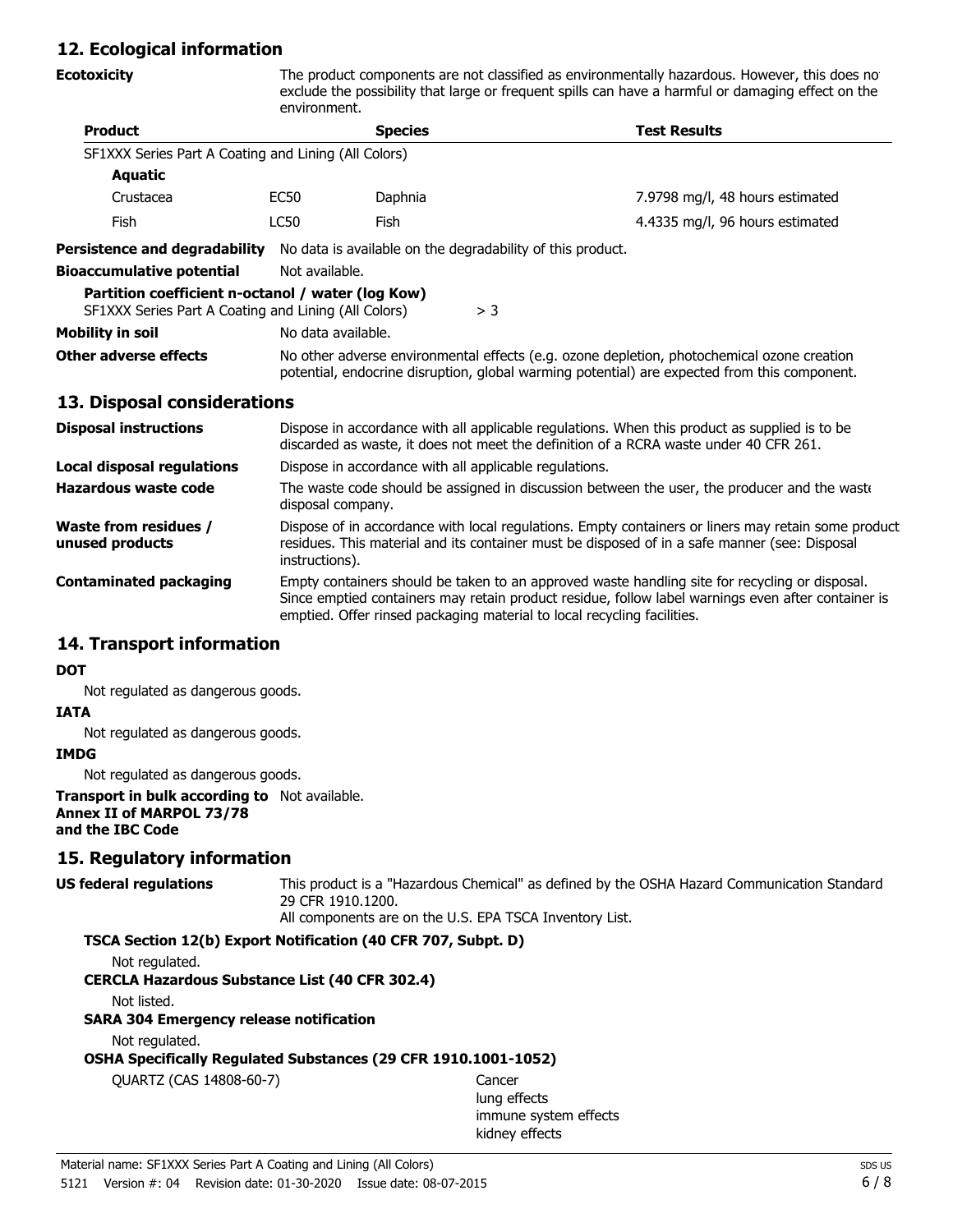## 12. Ecological information

**Ecotoxicity** The product components are not classified as environmentally hazardous. However, this does not exclude the possibility that large or frequent spills can have a harmful or damaging effect on the environment.

| Product | | Species | Test Results |
|---|---|---|---|
| SF1XXX Series Part A Coating and Lining (All Colors) | | | |
| **Aquatic** | | | |
| Crustacea | EC50 | Daphnia | 7.9798 mg/l, 48 hours estimated |
| Fish | LC50 | Fish | 4.4335 mg/l, 96 hours estimated |

**Persistence and degradability** No data is available on the degradability of this product.

**Bioaccumulative potential** Not available.

**Partition coefficient n-octanol / water (log Kow)**
SF1XXX Series Part A Coating and Lining (All Colors) > 3

**Mobility in soil** No data available.

**Other adverse effects** No other adverse environmental effects (e.g. ozone depletion, photochemical ozone creation potential, endocrine disruption, global warming potential) are expected from this component.

## 13. Disposal considerations

**Disposal instructions** Dispose in accordance with all applicable regulations. When this product as supplied is to be discarded as waste, it does not meet the definition of a RCRA waste under 40 CFR 261.

**Local disposal regulations** Dispose in accordance with all applicable regulations.

**Hazardous waste code** The waste code should be assigned in discussion between the user, the producer and the waste disposal company.

**Waste from residues / unused products** Dispose of in accordance with local regulations. Empty containers or liners may retain some product residues. This material and its container must be disposed of in a safe manner (see: Disposal instructions).

**Contaminated packaging** Empty containers should be taken to an approved waste handling site for recycling or disposal. Since emptied containers may retain product residue, follow label warnings even after container is emptied. Offer rinsed packaging material to local recycling facilities.

## 14. Transport information

**DOT**

Not regulated as dangerous goods.

**IATA**

Not regulated as dangerous goods.

**IMDG**

Not regulated as dangerous goods.

**Transport in bulk according to Annex II of MARPOL 73/78 and the IBC Code** Not available.

## 15. Regulatory information

**US federal regulations** This product is a "Hazardous Chemical" as defined by the OSHA Hazard Communication Standard 29 CFR 1910.1200.
All components are on the U.S. EPA TSCA Inventory List.

**TSCA Section 12(b) Export Notification (40 CFR 707, Subpt. D)**

Not regulated.

**CERCLA Hazardous Substance List (40 CFR 302.4)**

Not listed.

**SARA 304 Emergency release notification**

Not regulated.

**OSHA Specifically Regulated Substances (29 CFR 1910.1001-1052)**

QUARTZ (CAS 14808-60-7) Cancer
lung effects
immune system effects
kidney effects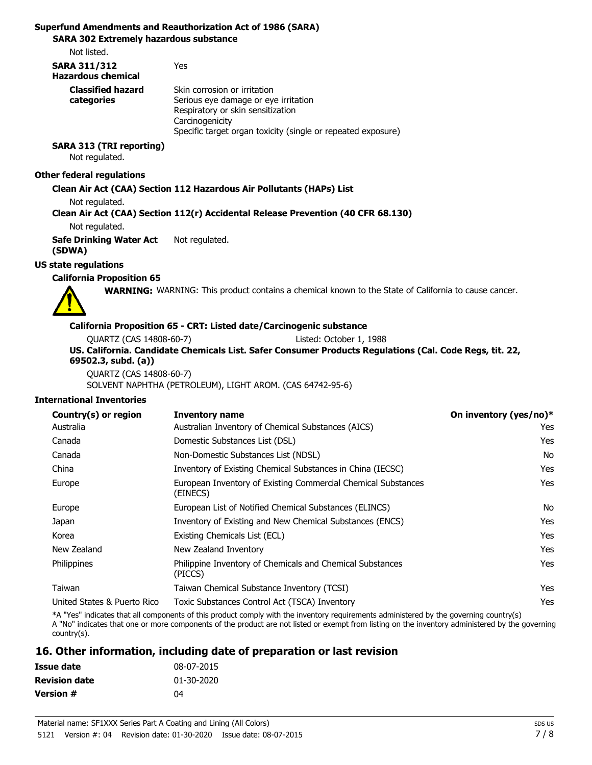**Superfund Amendments and Reauthorization Act of 1986 (SARA)**

**SARA 302 Extremely hazardous substance**

Not listed.

**SARA 311/312 Hazardous chemical** Yes

**Classified hazard categories**
Skin corrosion or irritation
Serious eye damage or eye irritation
Respiratory or skin sensitization
Carcinogenicity
Specific target organ toxicity (single or repeated exposure)

**SARA 313 (TRI reporting)**

Not regulated.

**Other federal regulations**

**Clean Air Act (CAA) Section 112 Hazardous Air Pollutants (HAPs) List**

Not regulated.

**Clean Air Act (CAA) Section 112(r) Accidental Release Prevention (40 CFR 68.130)**

Not regulated.

**Safe Drinking Water Act (SDWA)** Not regulated.

**US state regulations**

**California Proposition 65**

**WARNING:** WARNING: This product contains a chemical known to the State of California to cause cancer.

**California Proposition 65 - CRT: Listed date/Carcinogenic substance**

QUARTZ (CAS 14808-60-7) Listed: October 1, 1988

**US. California. Candidate Chemicals List. Safer Consumer Products Regulations (Cal. Code Regs, tit. 22, 69502.3, subd. (a))**

QUARTZ (CAS 14808-60-7)
SOLVENT NAPHTHA (PETROLEUM), LIGHT AROM. (CAS 64742-95-6)

**International Inventories**

| Country(s) or region | Inventory name | On inventory (yes/no)* |
|---|---|---|
| Australia | Australian Inventory of Chemical Substances (AICS) | Yes |
| Canada | Domestic Substances List (DSL) | Yes |
| Canada | Non-Domestic Substances List (NDSL) | No |
| China | Inventory of Existing Chemical Substances in China (IECSC) | Yes |
| Europe | European Inventory of Existing Commercial Chemical Substances (EINECS) | Yes |
| Europe | European List of Notified Chemical Substances (ELINCS) | No |
| Japan | Inventory of Existing and New Chemical Substances (ENCS) | Yes |
| Korea | Existing Chemicals List (ECL) | Yes |
| New Zealand | New Zealand Inventory | Yes |
| Philippines | Philippine Inventory of Chemicals and Chemical Substances (PICCS) | Yes |
| Taiwan | Taiwan Chemical Substance Inventory (TCSI) | Yes |
| United States & Puerto Rico | Toxic Substances Control Act (TSCA) Inventory | Yes |

*A "Yes" indicates that all components of this product comply with the inventory requirements administered by the governing country(s)
A "No" indicates that one or more components of the product are not listed or exempt from listing on the inventory administered by the governing country(s).

## 16. Other information, including date of preparation or last revision

**Issue date** 08-07-2015

**Revision date** 01-30-2020

**Version #** 04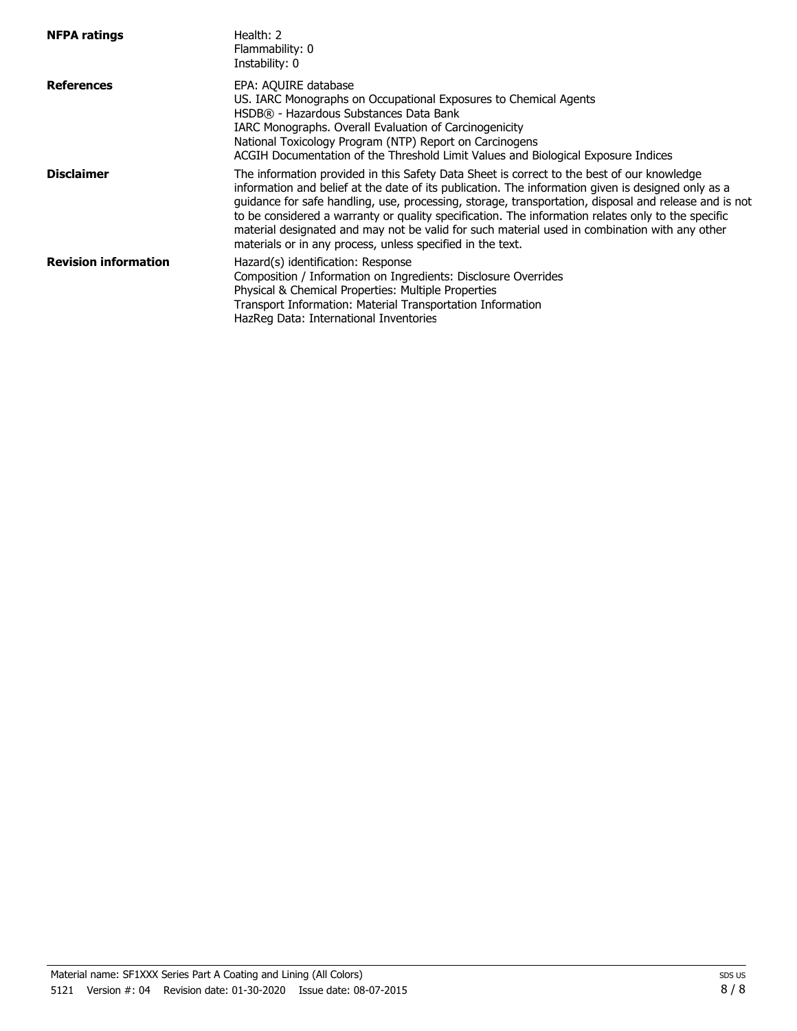**NFPA ratings**

Health: 2
Flammability: 0
Instability: 0

**References**

EPA: AQUIRE database
US. IARC Monographs on Occupational Exposures to Chemical Agents
HSDB® - Hazardous Substances Data Bank
IARC Monographs. Overall Evaluation of Carcinogenicity
National Toxicology Program (NTP) Report on Carcinogens
ACGIH Documentation of the Threshold Limit Values and Biological Exposure Indices

**Disclaimer**

The information provided in this Safety Data Sheet is correct to the best of our knowledge information and belief at the date of its publication. The information given is designed only as a guidance for safe handling, use, processing, storage, transportation, disposal and release and is not to be considered a warranty or quality specification. The information relates only to the specific material designated and may not be valid for such material used in combination with any other materials or in any process, unless specified in the text.

**Revision information**

Hazard(s) identification: Response
Composition / Information on Ingredients: Disclosure Overrides
Physical & Chemical Properties: Multiple Properties
Transport Information: Material Transportation Information
HazReg Data: International Inventories